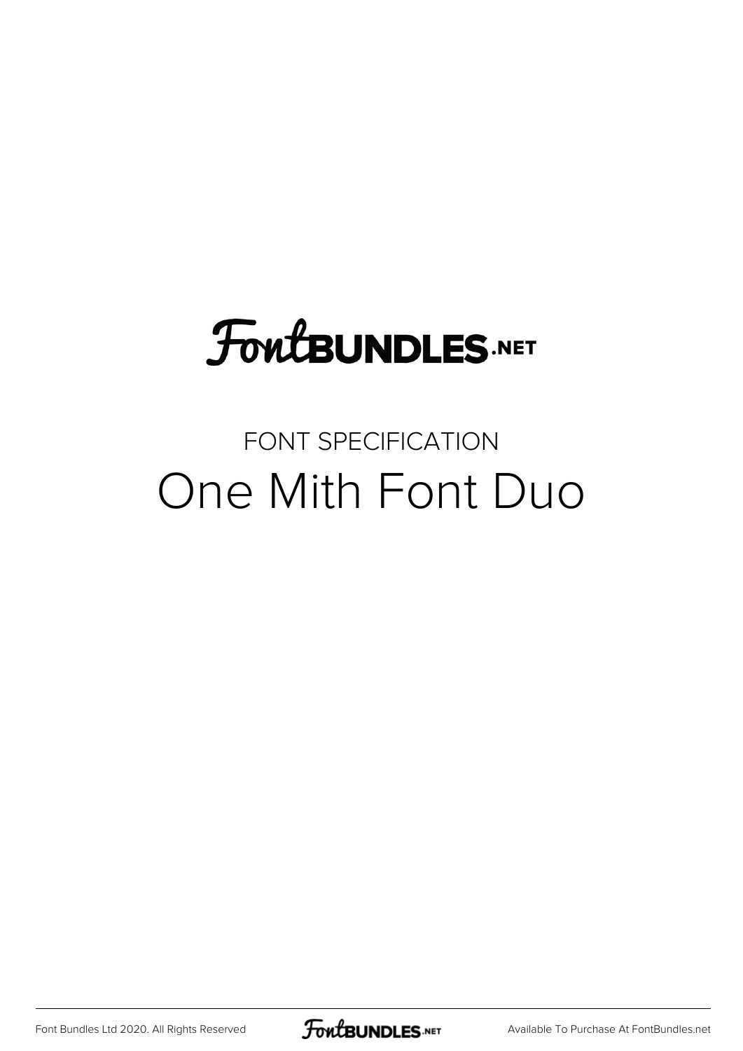# FontBUNDLES.NET

FONT SPECIFICATION

## One Mith Font Duo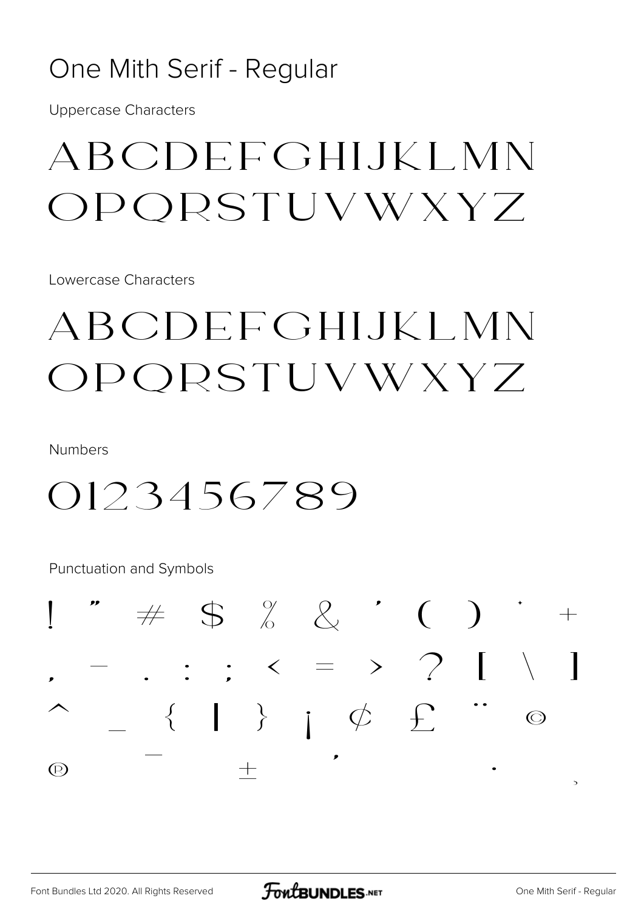# One Mith Serif - Regular

Uppercase Characters

ABCDEFGHIJKLMN
OPQRSTUVWXYZ

Lowercase Characters

ABCDEFGHIJKLMN
OPQRSTUVWXYZ

Numbers

0123456789

Punctuation and Symbols

! " # $ % & ' ( ) * +
, - . : ; < = > ? [ \ ]
^ _ { | } ¡ ¢ £ ¨ ©
® ¯ ± ´ · ¸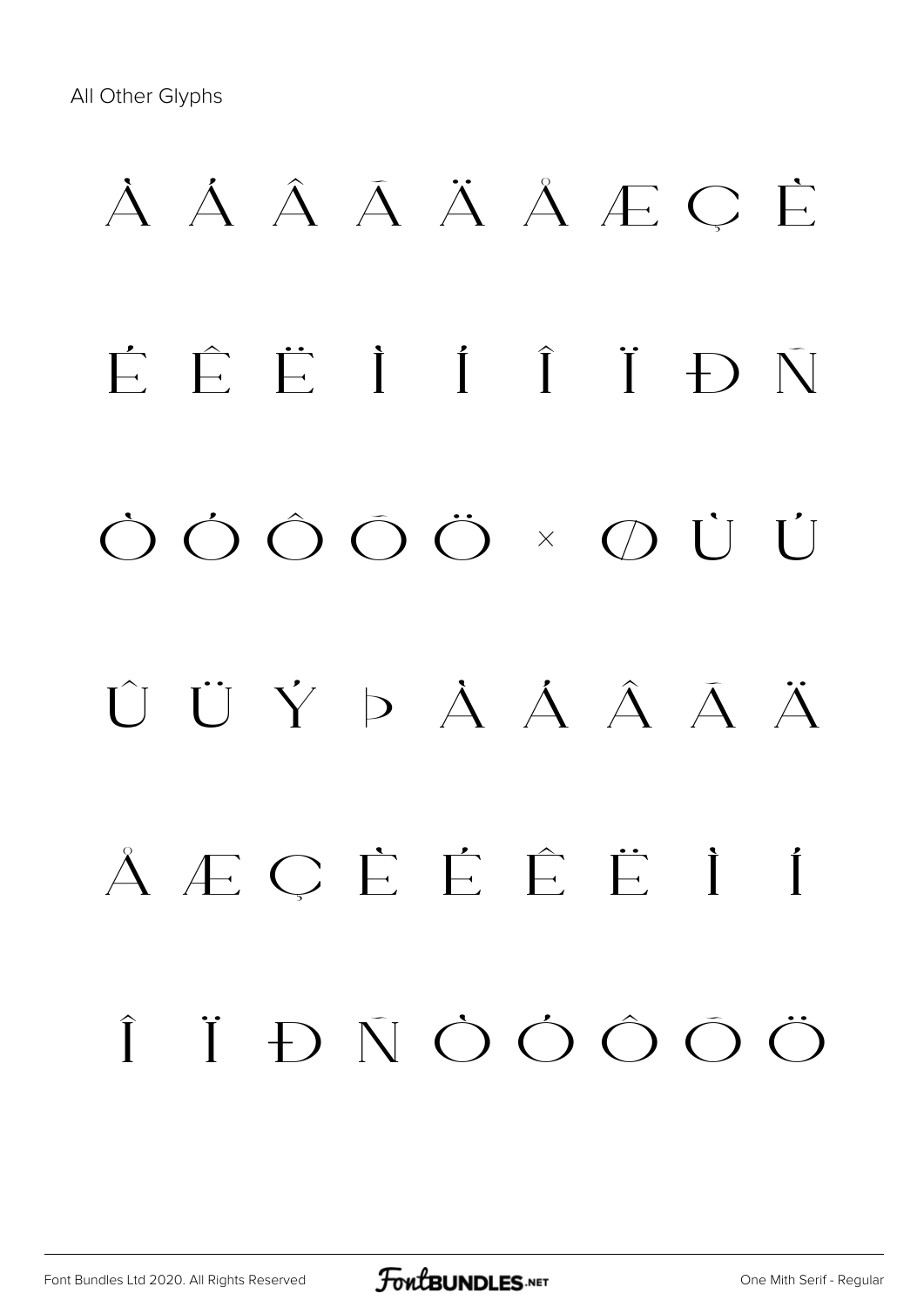All Other Glyphs

À Á Â Ã Ä Å Æ Ç È

É Ê Ë Ì Í Î Ï Ð Ñ

Ò Ó Ô Õ Ö × Ø Ù Ú

Û Ü Ý Þ à á â ã ä

å æ ç è é ê ë ì í

î ï ð ñ ò ó ô õ ö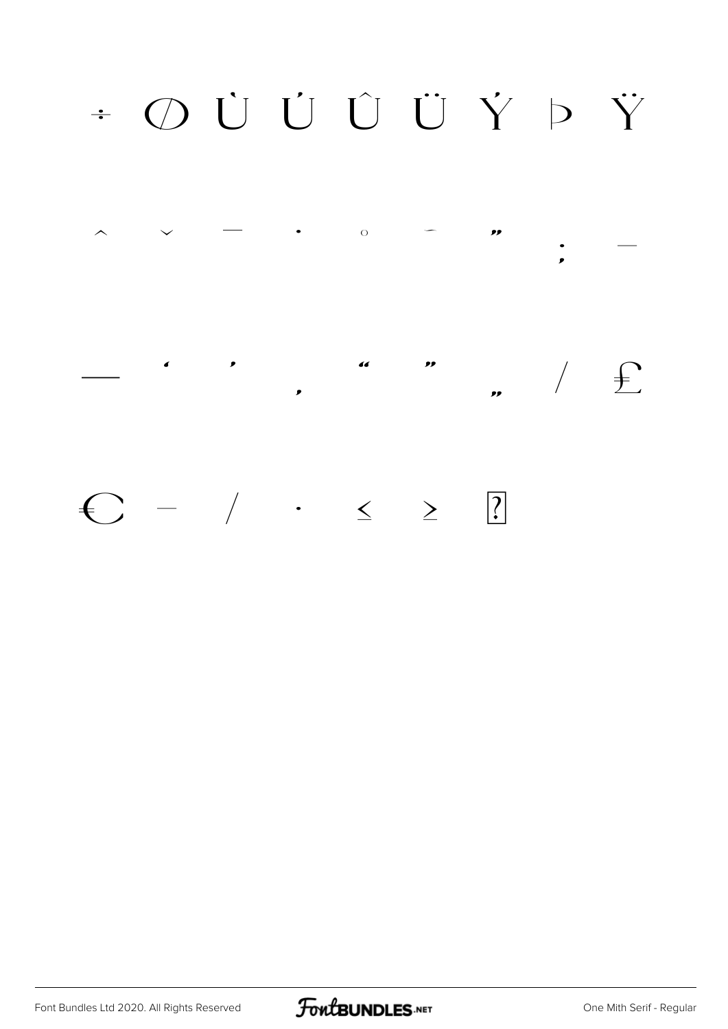÷ Ø Ù Ú Û Ü Ý Þ Ÿ

ˆ ˇ ¯ ˙ ˚ ˜ ˝ ; —

— ‘ ’ ‚ “ ” „ ⁄ ₤

€ − ∕ · ≤ ≥ ⍰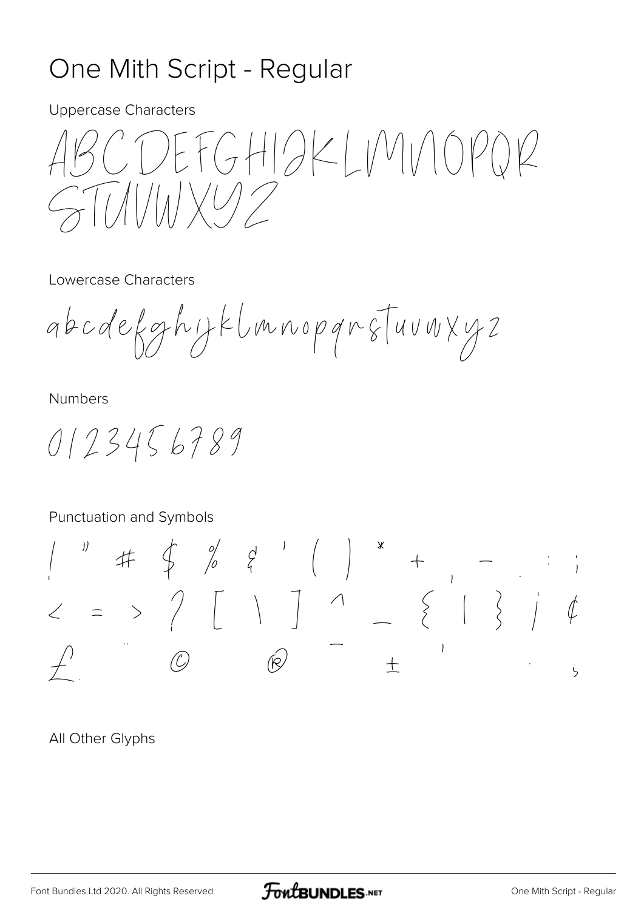# One Mith Script - Regular

Uppercase Characters

ABCDEFGHIJKLMNOPQR
STUVWXYZ

Lowercase Characters

abcdefghijklmnopqrstuvwxyz

Numbers

0123456789

Punctuation and Symbols

! " # $ % & ' ( ) * + , - . : ;
< = > ? [ \ ] ^ _ { | } ¡ ¢
£ ¨ © ® ¯ ± ´ · ¸

All Other Glyphs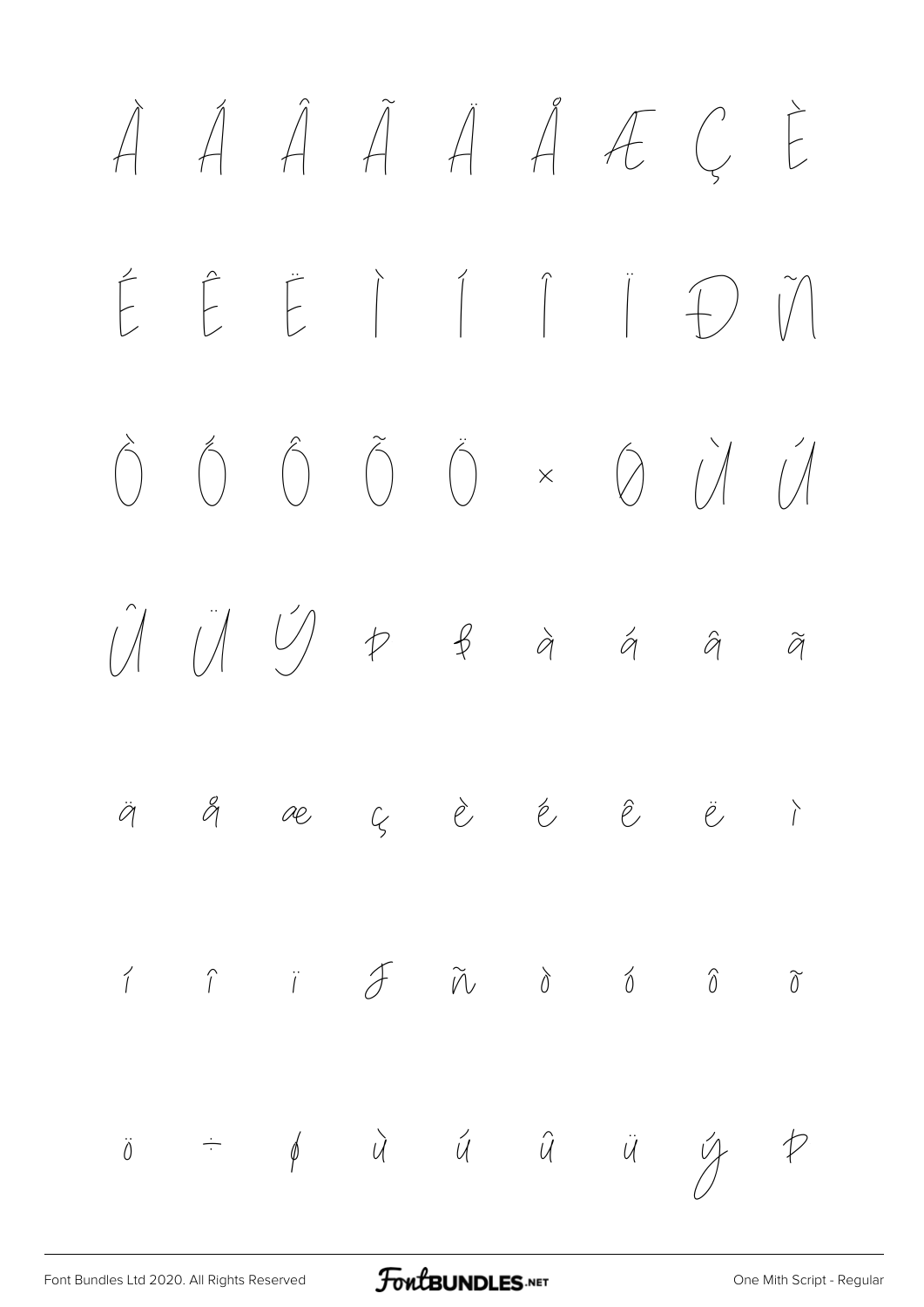À Á Â Ã Ä Å Æ Ç È

É Ê Ë Ì Í Î Ï Ð Ñ

Ò Ó Ô Õ Ö × Ø Ù Ú

Û Ü Ý Þ ß à á â ã

ä å æ ç è é ê ë ì

í î ï ð ñ ò ó ô õ

ö ÷ ø ù ú û ü ý þ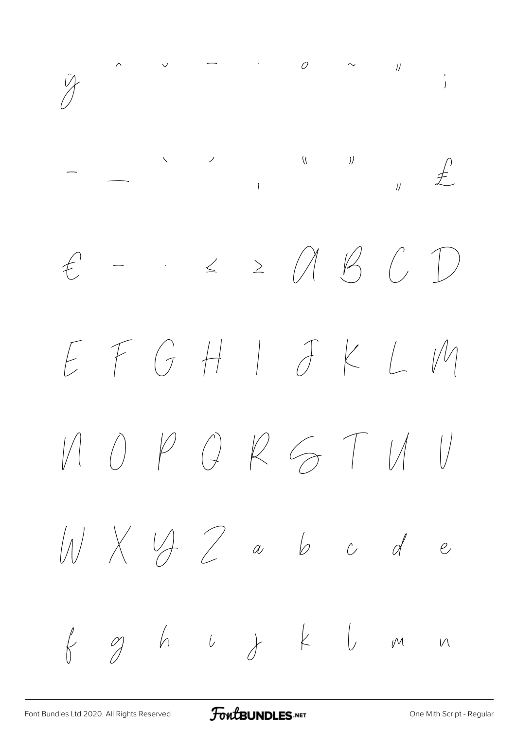ÿ ˆ ˘ ¯ ˙ ˚ ˜ ˝ ;

– — ‘ ’ ‚ “ ” „ £

€ - · ≤ ≥ A B C D

E F G H I J K L M

N O P Q R S T U V

W X Y Z a b c d e

f g h i j k l m n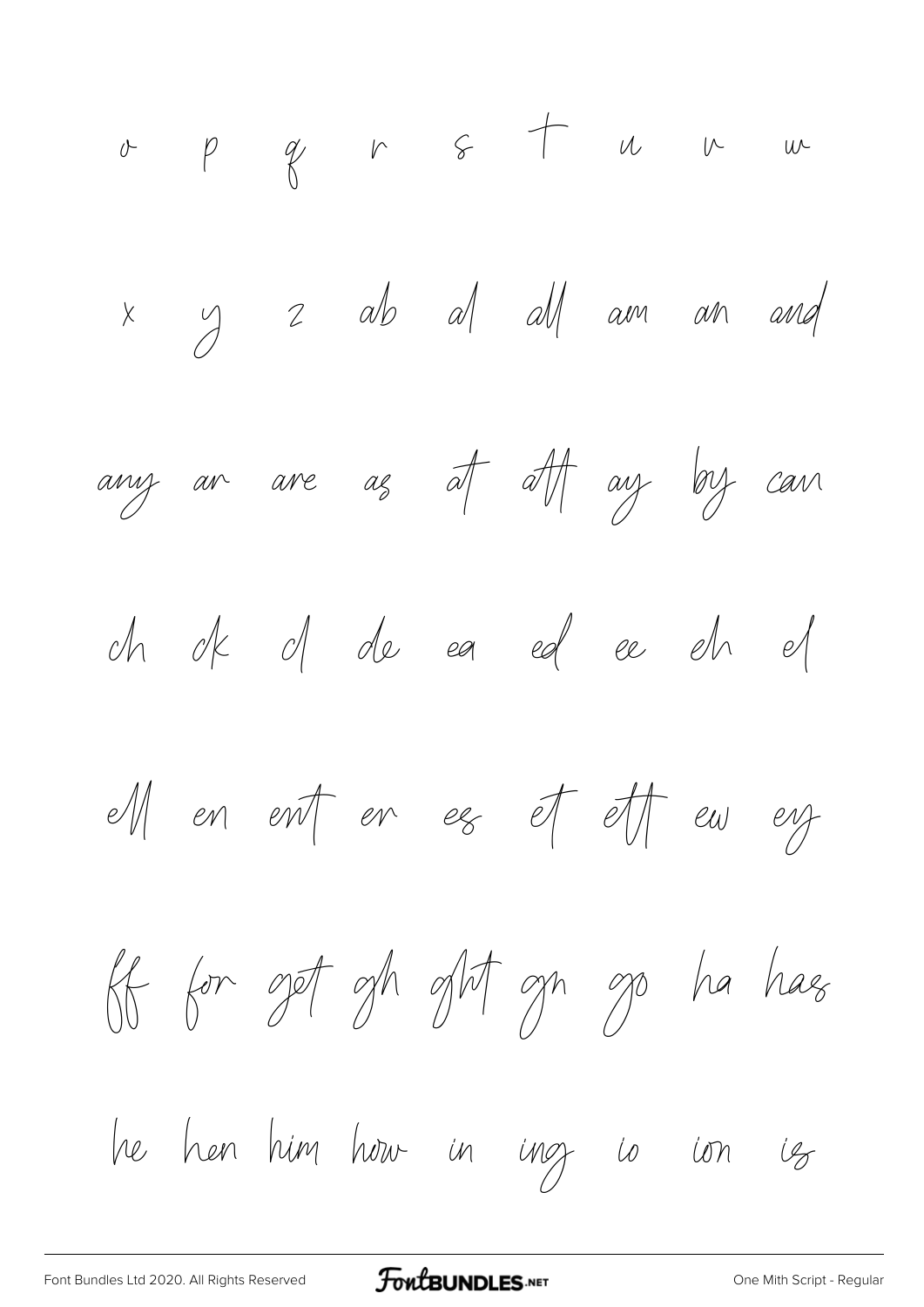o p q r s t u v w

x y z ab al all am an and

any ar are as at att ay by can

ch ck cl de ea ed ee eh el

ell en ent er es et ett ew ey

ff for get gh ght gn go ha has

he hen him how in ing io ion is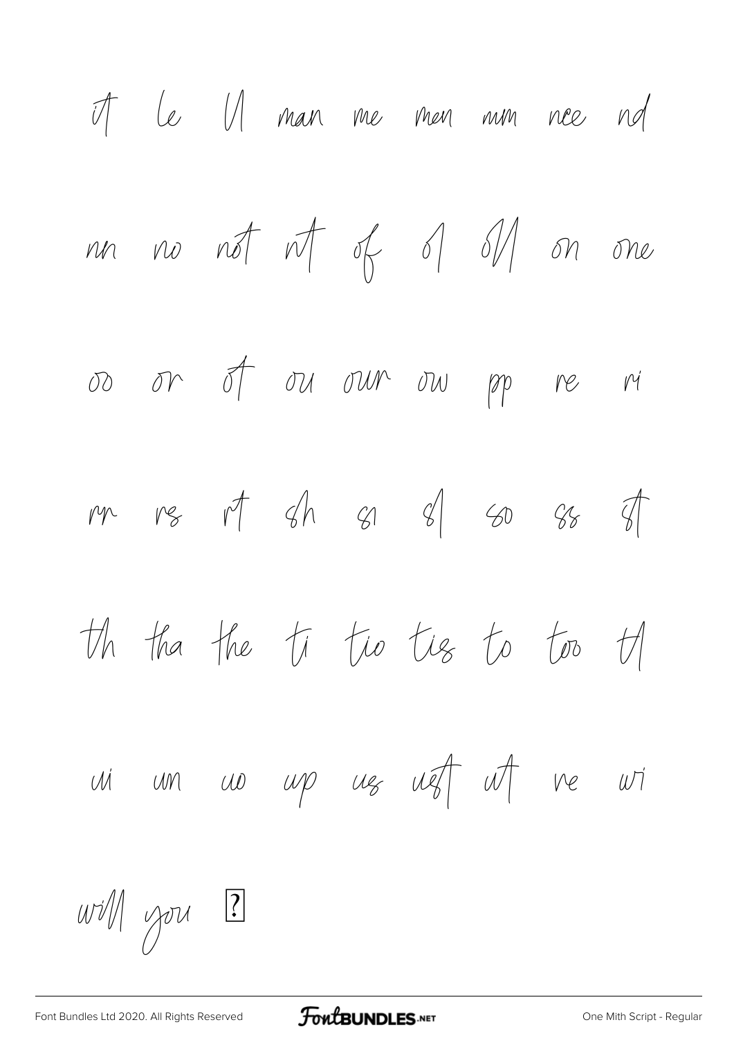it le ll man me men mm nce nd

nn no not nt of ol oll on one

oo or ot ou our ow pp re ri

rr rs rt sh si sl so ss st

th tha the ti tio tis to too tl

ui un uo up us ust ut ve wi

will you ?